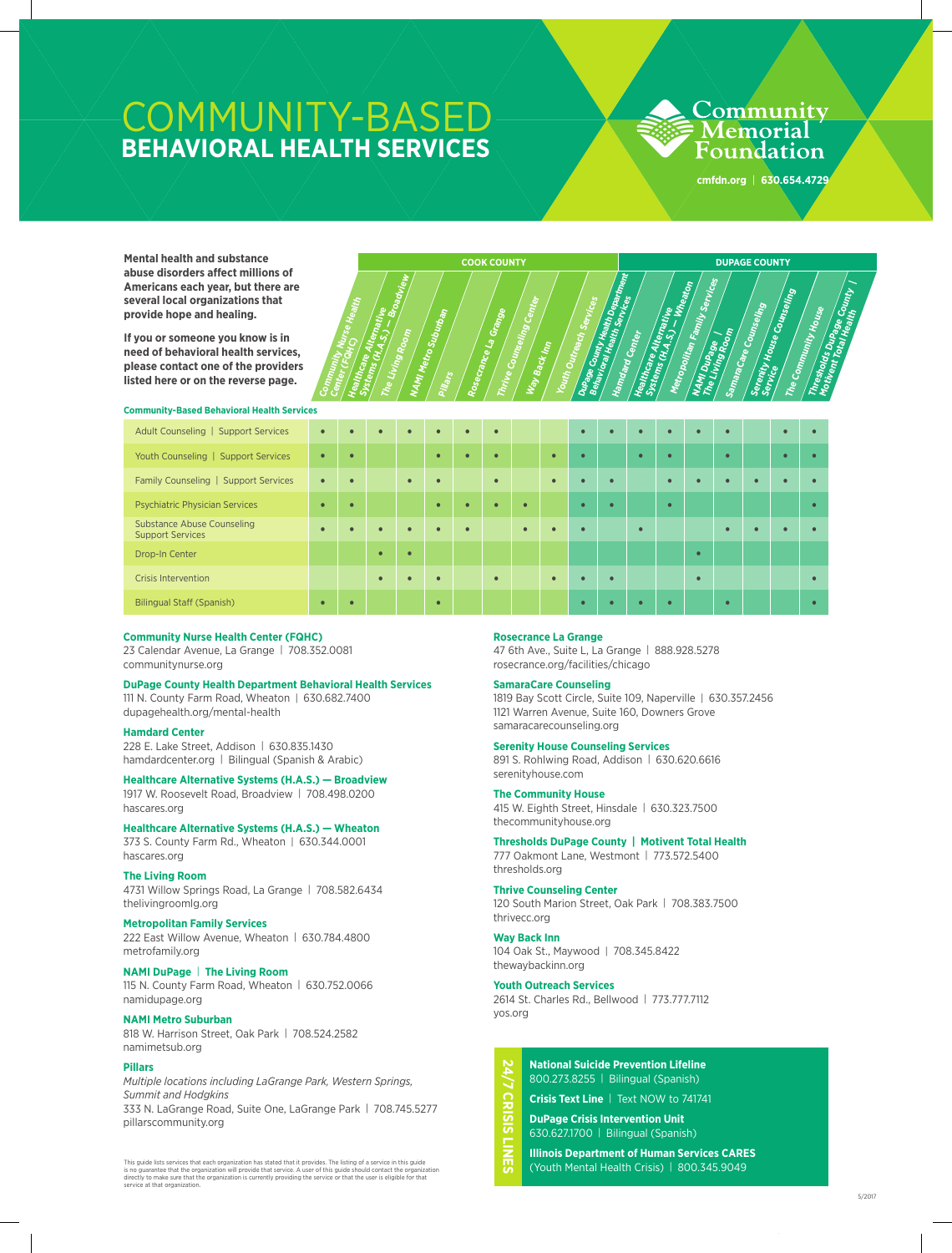# COMMUNITY-BASED
## BEHAVIORAL HEALTH SERVICES

**Community Memorial Foundation**

cmfdn.org | 630.654.4729

**Mental health and substance abuse disorders affect millions of Americans each year, but there are several local organizations that provide hope and healing.**

**If you or someone you know is in need of behavioral health services, please contact one of the providers listed here or on the reverse page.**

**Community-Based Behavioral Health Services**

| | COOK COUNTY | | | | | | | | | DUPAGE COUNTY | | | | | | | | |
|---|---|---|---|---|---|---|---|---|---|---|---|---|---|---|---|---|---|---|
| | Community Nurse Health Center (FQHC) | Healthcare Alternative Systems (H.A.S.) — Broadview | The Living Room | NAMI Metro Suburban | Pillars | Rosecrance La Grange | Thrive Counseling Center | Way Back Inn | Youth Outreach Services | DuPage County Health Department Behavioral Health Services | Hamdard Center | Healthcare Alternative Systems (H.A.S.) — Wheaton | Metropolitan Family Services | NAMI DuPage / The Living Room | SamaraCare Counseling | Serenity House Counseling Service | The Community House | Thresholds DuPage County / Motivent Total Health |
| Adult Counseling \| Support Services | • | • | • | • | • | • | • | | | • | • | • | • | • | • | | • | • |
| Youth Counseling \| Support Services | • | • | | | • | • | • | | • | • | | • | • | | • | | • | • |
| Family Counseling \| Support Services | • | • | | • | • | | • | | • | • | • | | • | • | • | • | • | • |
| Psychiatric Physician Services | • | • | | | • | • | • | • | | • | • | | • | | | | | • |
| Substance Abuse Counseling Support Services | • | • | • | • | • | • | | • | • | • | | • | | | • | • | • | • |
| Drop-In Center | | | • | • | | | | | | | | | | • | | | | |
| Crisis Intervention | | | • | • | • | | • | | • | • | • | | | • | | | | • |
| Bilingual Staff (Spanish) | • | • | | | • | | | | | • | • | • | • | | • | | | • |

**Community Nurse Health Center (FQHC)**
23 Calendar Avenue, La Grange | 708.352.0081
communitynurse.org

**DuPage County Health Department Behavioral Health Services**
111 N. County Farm Road, Wheaton | 630.682.7400
dupagehealth.org/mental-health

**Hamdard Center**
228 E. Lake Street, Addison | 630.835.1430
hamdardcenter.org | Bilingual (Spanish & Arabic)

**Healthcare Alternative Systems (H.A.S.) — Broadview**
1917 W. Roosevelt Road, Broadview | 708.498.0200
hascares.org

**Healthcare Alternative Systems (H.A.S.) — Wheaton**
373 S. County Farm Rd., Wheaton | 630.344.0001
hascares.org

**The Living Room**
4731 Willow Springs Road, La Grange | 708.582.6434
thelivingroomlg.org

**Metropolitan Family Services**
222 East Willow Avenue, Wheaton | 630.784.4800
metrofamily.org

**NAMI DuPage | The Living Room**
115 N. County Farm Road, Wheaton | 630.752.0066
namidupage.org

**NAMI Metro Suburban**
818 W. Harrison Street, Oak Park | 708.524.2582
namimetsub.org

**Pillars**
*Multiple locations including LaGrange Park, Western Springs, Summit and Hodgkins*
333 N. LaGrange Road, Suite One, LaGrange Park | 708.745.5277
pillarscommunity.org

**Rosecrance La Grange**
47 6th Ave., Suite L, La Grange | 888.928.5278
rosecrance.org/facilities/chicago

**SamaraCare Counseling**
1819 Bay Scott Circle, Suite 109, Naperville | 630.357.2456
1121 Warren Avenue, Suite 160, Downers Grove
samaracarecounseling.org

**Serenity House Counseling Services**
891 S. Rohlwing Road, Addison | 630.620.6616
serenityhouse.com

**The Community House**
415 W. Eighth Street, Hinsdale | 630.323.7500
thecommunityhouse.org

**Thresholds DuPage County | Motivent Total Health**
777 Oakmont Lane, Westmont | 773.572.5400
thresholds.org

**Thrive Counseling Center**
120 South Marion Street, Oak Park | 708.383.7500
thrivecc.org

**Way Back Inn**
104 Oak St., Maywood | 708.345.8422
thewaybackinn.org

**Youth Outreach Services**
2614 St. Charles Rd., Bellwood | 773.777.7112
yos.org

**24/7 CRISIS LINES**

**National Suicide Prevention Lifeline**
800.273.8255 | Bilingual (Spanish)

**Crisis Text Line** | Text NOW to 741741

**DuPage Crisis Intervention Unit**
630.627.1700 | Bilingual (Spanish)

**Illinois Department of Human Services CARES**
(Youth Mental Health Crisis) | 800.345.9049

This guide lists services that each organization has stated that it provides. The listing of a service in this guide is no guarantee that the organization will provide that service. A user of this guide should contact the organization directly to make sure that the organization is currently providing the service or that the user is eligible for that service at that organization.

5/2017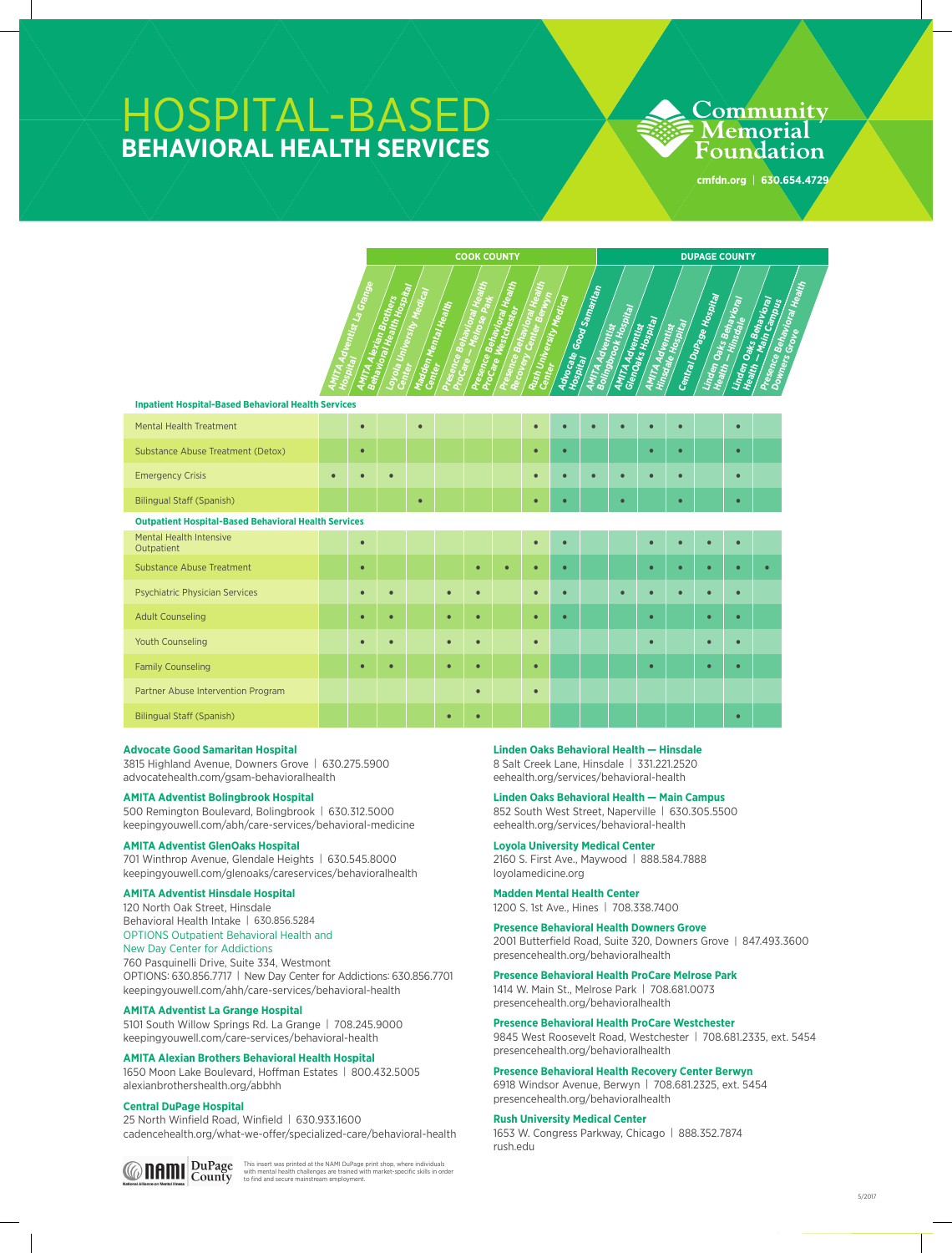# HOSPITAL-BASED
## BEHAVIORAL HEALTH SERVICES

**Community Memorial Foundation**

cmfdn.org | 630.654.4729

| | COOK COUNTY | | | | | | | | DUPAGE COUNTY | | | | | | | |
|---|---|---|---|---|---|---|---|---|---|---|---|---|---|---|---|---|
| | AMITA Adventist La Grange Hospital | AMITA Alexian Brothers Behavioral Health Hospital | Loyola University Medical Center | Madden Mental Health Center | Presence Behavioral Health ProCare – Melrose Park | Presence Behavioral Health ProCare Westchester | Presence Behavioral Health Recovery Center Berwyn | Rush University Medical Center | Advocate Good Samaritan Hospital | AMITA Adventist Bolingbrook Hospital | AMITA Adventist GlenOaks Hospital | AMITA Adventist Hinsdale Hospital | Central DuPage Hospital | Linden Oaks Behavioral Health – Hinsdale | Linden Oaks Behavioral Health – Main Campus | Presence Behavioral Health Downers Grove |
| **Inpatient Hospital-Based Behavioral Health Services** | | | | | | | | | | | | | | | | |
| Mental Health Treatment | | • | | • | | | | • | • | • | • | • | • | | • | |
| Substance Abuse Treatment (Detox) | | • | | | | | | • | • | | | • | • | | • | |
| Emergency Crisis | • | • | • | | | | | • | • | • | • | • | • | | • | |
| Bilingual Staff (Spanish) | | | | • | | | | • | • | | • | | • | | • | |
| **Outpatient Hospital-Based Behavioral Health Services** | | | | | | | | | | | | | | | | |
| Mental Health Intensive Outpatient | | • | | | | | | • | • | | | • | • | • | • | |
| Substance Abuse Treatment | | • | | | | • | • | • | • | | | • | • | • | • | • |
| Psychiatric Physician Services | | • | • | | • | • | | • | • | | • | • | • | • | • | |
| Adult Counseling | | • | • | | • | • | | • | • | | | • | | • | • | |
| Youth Counseling | | • | • | | • | • | | • | | | | • | | • | • | |
| Family Counseling | | • | • | | • | • | | • | | | | • | | • | • | |
| Partner Abuse Intervention Program | | | | | | • | | • | | | | | | | | |
| Bilingual Staff (Spanish) | | | | | • | • | | | | | | | | | • | |

**Advocate Good Samaritan Hospital**
3815 Highland Avenue, Downers Grove | 630.275.5900
advocatehealth.com/gsam-behavioralhealth

**AMITA Adventist Bolingbrook Hospital**
500 Remington Boulevard, Bolingbrook | 630.312.5000
keepingyouwell.com/abh/care-services/behavioral-medicine

**AMITA Adventist GlenOaks Hospital**
701 Winthrop Avenue, Glendale Heights | 630.545.8000
keepingyouwell.com/glenoaks/careservices/behavioralhealth

**AMITA Adventist Hinsdale Hospital**
120 North Oak Street, Hinsdale
Behavioral Health Intake | 630.856.5284
OPTIONS Outpatient Behavioral Health and New Day Center for Addictions
760 Pasquinelli Drive, Suite 334, Westmont
OPTIONS: 630.856.7717 | New Day Center for Addictions: 630.856.7701
keepingyouwell.com/ahh/care-services/behavioral-health

**AMITA Adventist La Grange Hospital**
5101 South Willow Springs Rd. La Grange | 708.245.9000
keepingyouwell.com/care-services/behavioral-health

**AMITA Alexian Brothers Behavioral Health Hospital**
1650 Moon Lake Boulevard, Hoffman Estates | 800.432.5005
alexianbrothershealth.org/abbhh

**Central DuPage Hospital**
25 North Winfield Road, Winfield | 630.933.1600
cadencehealth.org/what-we-offer/specialized-care/behavioral-health

**Linden Oaks Behavioral Health — Hinsdale**
8 Salt Creek Lane, Hinsdale | 331.221.2520
eehealth.org/services/behavioral-health

**Linden Oaks Behavioral Health — Main Campus**
852 South West Street, Naperville | 630.305.5500
eehealth.org/services/behavioral-health

**Loyola University Medical Center**
2160 S. First Ave., Maywood | 888.584.7888
loyolamedicine.org

**Madden Mental Health Center**
1200 S. 1st Ave., Hines | 708.338.7400

**Presence Behavioral Health Downers Grove**
2001 Butterfield Road, Suite 320, Downers Grove | 847.493.3600
presencehealth.org/behavioralhealth

**Presence Behavioral Health ProCare Melrose Park**
1414 W. Main St., Melrose Park | 708.681.0073
presencehealth.org/behavioralhealth

**Presence Behavioral Health ProCare Westchester**
9845 West Roosevelt Road, Westchester | 708.681.2335, ext. 5454
presencehealth.org/behavioralhealth

**Presence Behavioral Health Recovery Center Berwyn**
6918 Windsor Avenue, Berwyn | 708.681.2325, ext. 5454
presencehealth.org/behavioralhealth

**Rush University Medical Center**
1653 W. Congress Parkway, Chicago | 888.352.7874
rush.edu

NAMI DuPage County — National Alliance on Mental Illness

This insert was printed at the NAMI DuPage print shop, where individuals with mental health challenges are trained with market-specific skills in order to find and secure mainstream employment.

5/2017